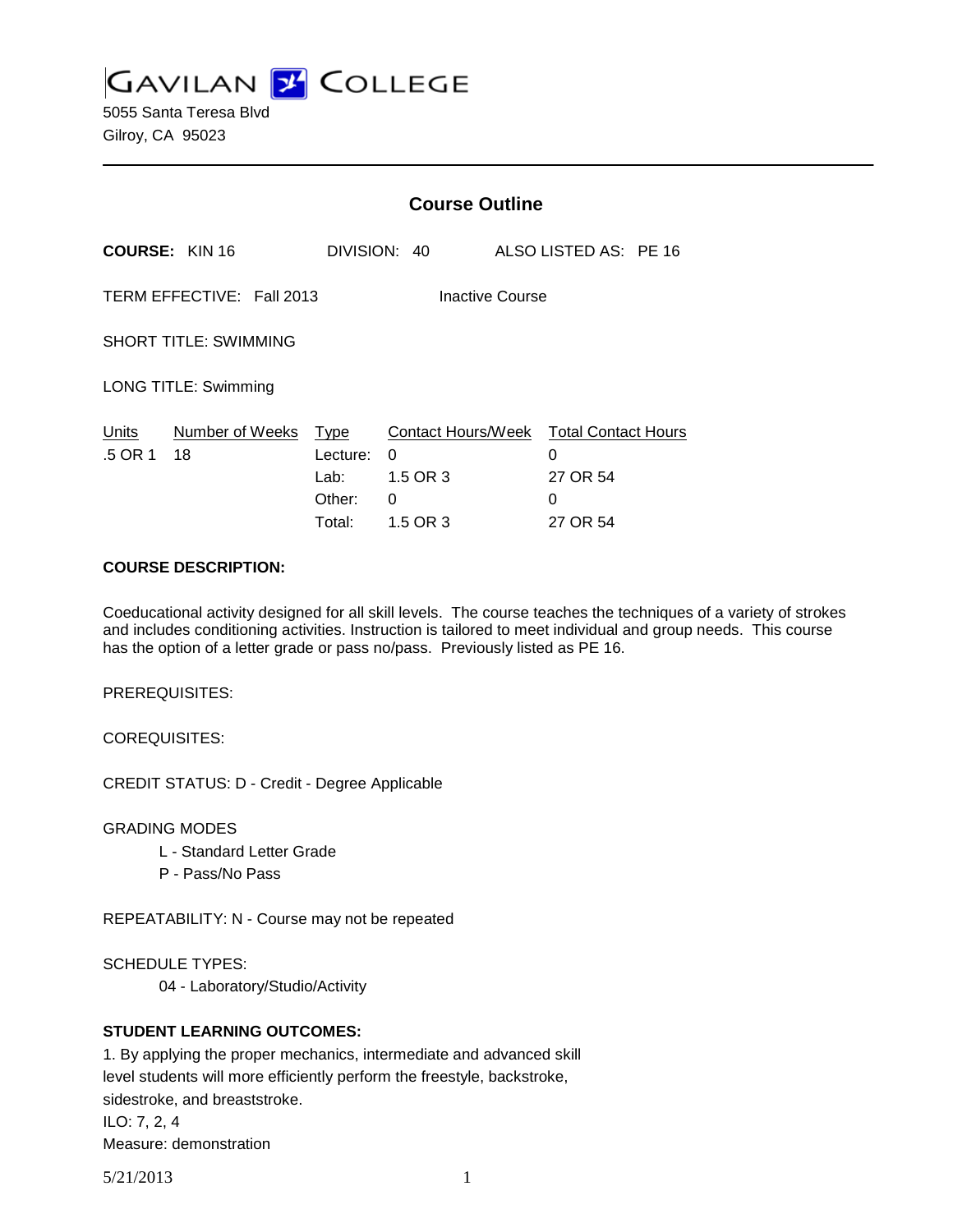# GAVILAN COLLEGE

5055 Santa Teresa Blvd
Gilroy, CA 95023

## Course Outline

**COURSE:** KIN 16 DIVISION: 40 ALSO LISTED AS: PE 16

TERM EFFECTIVE: Fall 2013 Inactive Course

SHORT TITLE: SWIMMING

LONG TITLE: Swimming

| Units | Number of Weeks | Type | Contact Hours/Week | Total Contact Hours |
|---|---|---|---|---|
| .5 OR 1 | 18 | Lecture: | 0 | 0 |
| | | Lab: | 1.5 OR 3 | 27 OR 54 |
| | | Other: | 0 | 0 |
| | | Total: | 1.5 OR 3 | 27 OR 54 |

**COURSE DESCRIPTION:**

Coeducational activity designed for all skill levels. The course teaches the techniques of a variety of strokes and includes conditioning activities. Instruction is tailored to meet individual and group needs. This course has the option of a letter grade or pass no/pass. Previously listed as PE 16.

PREREQUISITES:

COREQUISITES:

CREDIT STATUS: D - Credit - Degree Applicable

GRADING MODES

L - Standard Letter Grade
P - Pass/No Pass

REPEATABILITY: N - Course may not be repeated

SCHEDULE TYPES:

04 - Laboratory/Studio/Activity

**STUDENT LEARNING OUTCOMES:**

1. By applying the proper mechanics, intermediate and advanced skill level students will more efficiently perform the freestyle, backstroke, sidestroke, and breaststroke.
ILO: 7, 2, 4
Measure: demonstration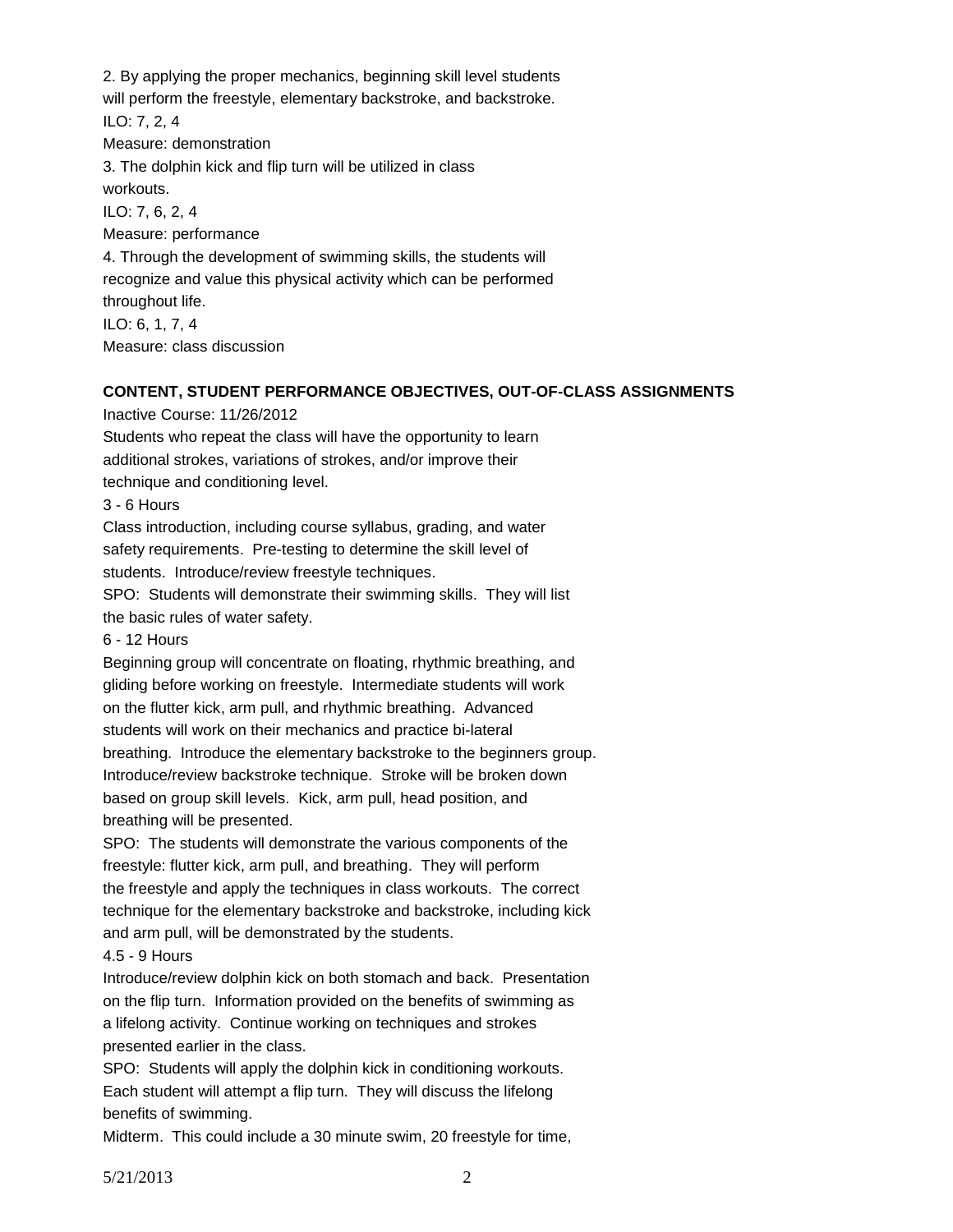2. By applying the proper mechanics, beginning skill level students will perform the freestyle, elementary backstroke, and backstroke.
ILO: 7, 2, 4
Measure: demonstration
3. The dolphin kick and flip turn will be utilized in class workouts.
ILO: 7, 6, 2, 4
Measure: performance
4. Through the development of swimming skills, the students will recognize and value this physical activity which can be performed throughout life.
ILO: 6, 1, 7, 4
Measure: class discussion

**CONTENT, STUDENT PERFORMANCE OBJECTIVES, OUT-OF-CLASS ASSIGNMENTS**

Inactive Course: 11/26/2012

Students who repeat the class will have the opportunity to learn additional strokes, variations of strokes, and/or improve their technique and conditioning level.

3 - 6 Hours

Class introduction, including course syllabus, grading, and water safety requirements. Pre-testing to determine the skill level of students. Introduce/review freestyle techniques.

SPO: Students will demonstrate their swimming skills. They will list the basic rules of water safety.

6 - 12 Hours

Beginning group will concentrate on floating, rhythmic breathing, and gliding before working on freestyle. Intermediate students will work on the flutter kick, arm pull, and rhythmic breathing. Advanced students will work on their mechanics and practice bi-lateral breathing. Introduce the elementary backstroke to the beginners group. Introduce/review backstroke technique. Stroke will be broken down based on group skill levels. Kick, arm pull, head position, and breathing will be presented.

SPO: The students will demonstrate the various components of the freestyle: flutter kick, arm pull, and breathing. They will perform the freestyle and apply the techniques in class workouts. The correct technique for the elementary backstroke and backstroke, including kick and arm pull, will be demonstrated by the students.

4.5 - 9 Hours

Introduce/review dolphin kick on both stomach and back. Presentation on the flip turn. Information provided on the benefits of swimming as a lifelong activity. Continue working on techniques and strokes presented earlier in the class.

SPO: Students will apply the dolphin kick in conditioning workouts. Each student will attempt a flip turn. They will discuss the lifelong benefits of swimming.

Midterm. This could include a 30 minute swim, 20 freestyle for time,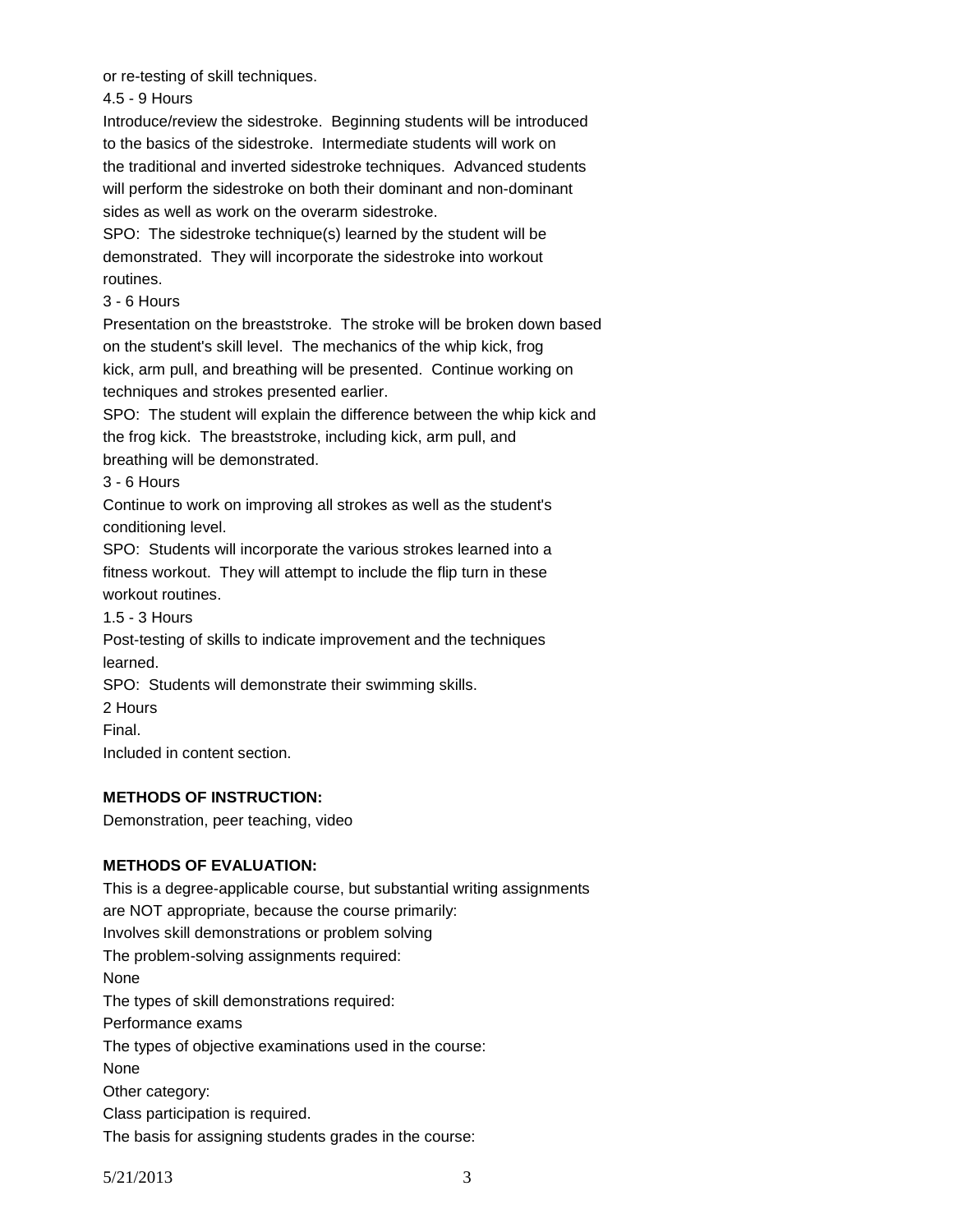or re-testing of skill techniques.

4.5 - 9 Hours

Introduce/review the sidestroke. Beginning students will be introduced to the basics of the sidestroke. Intermediate students will work on the traditional and inverted sidestroke techniques. Advanced students will perform the sidestroke on both their dominant and non-dominant sides as well as work on the overarm sidestroke.

SPO: The sidestroke technique(s) learned by the student will be demonstrated. They will incorporate the sidestroke into workout routines.

3 - 6 Hours

Presentation on the breaststroke. The stroke will be broken down based on the student's skill level. The mechanics of the whip kick, frog kick, arm pull, and breathing will be presented. Continue working on techniques and strokes presented earlier.

SPO: The student will explain the difference between the whip kick and the frog kick. The breaststroke, including kick, arm pull, and breathing will be demonstrated.

3 - 6 Hours

Continue to work on improving all strokes as well as the student's conditioning level.

SPO: Students will incorporate the various strokes learned into a fitness workout. They will attempt to include the flip turn in these workout routines.

1.5 - 3 Hours

Post-testing of skills to indicate improvement and the techniques learned.

SPO: Students will demonstrate their swimming skills.

2 Hours

Final.

Included in content section.

**METHODS OF INSTRUCTION:**

Demonstration, peer teaching, video

**METHODS OF EVALUATION:**

This is a degree-applicable course, but substantial writing assignments are NOT appropriate, because the course primarily:

Involves skill demonstrations or problem solving

The problem-solving assignments required:

None

The types of skill demonstrations required:

Performance exams

The types of objective examinations used in the course:

None

Other category:

Class participation is required.

The basis for assigning students grades in the course: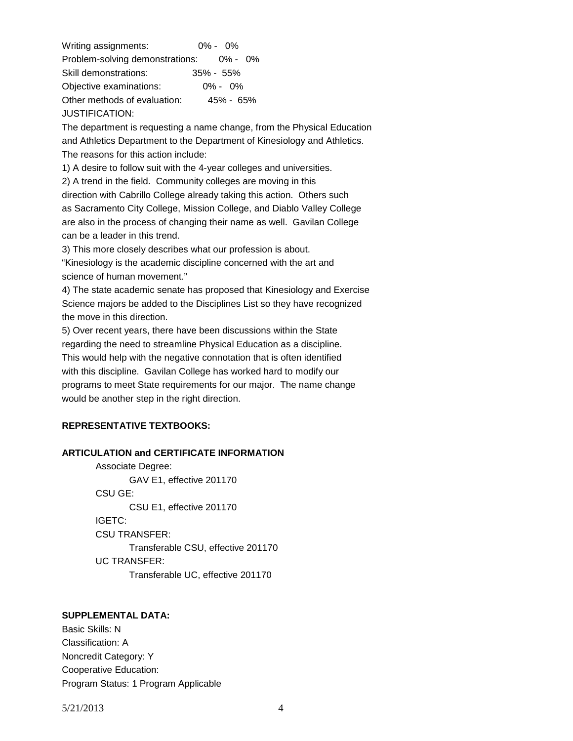Writing assignments: 0% - 0%
Problem-solving demonstrations: 0% - 0%
Skill demonstrations: 35% - 55%
Objective examinations: 0% - 0%
Other methods of evaluation: 45% - 65%

JUSTIFICATION:

The department is requesting a name change, from the Physical Education and Athletics Department to the Department of Kinesiology and Athletics. The reasons for this action include:

1) A desire to follow suit with the 4-year colleges and universities.
2) A trend in the field. Community colleges are moving in this direction with Cabrillo College already taking this action. Others such as Sacramento City College, Mission College, and Diablo Valley College are also in the process of changing their name as well. Gavilan College can be a leader in this trend.
3) This more closely describes what our profession is about. "Kinesiology is the academic discipline concerned with the art and science of human movement."
4) The state academic senate has proposed that Kinesiology and Exercise Science majors be added to the Disciplines List so they have recognized the move in this direction.
5) Over recent years, there have been discussions within the State regarding the need to streamline Physical Education as a discipline. This would help with the negative connotation that is often identified with this discipline. Gavilan College has worked hard to modify our programs to meet State requirements for our major. The name change would be another step in the right direction.

**REPRESENTATIVE TEXTBOOKS:**

**ARTICULATION and CERTIFICATE INFORMATION**

Associate Degree:
GAV E1, effective 201170
CSU GE:
CSU E1, effective 201170
IGETC:
CSU TRANSFER:
Transferable CSU, effective 201170
UC TRANSFER:
Transferable UC, effective 201170

**SUPPLEMENTAL DATA:**

Basic Skills: N
Classification: A
Noncredit Category: Y
Cooperative Education:
Program Status: 1 Program Applicable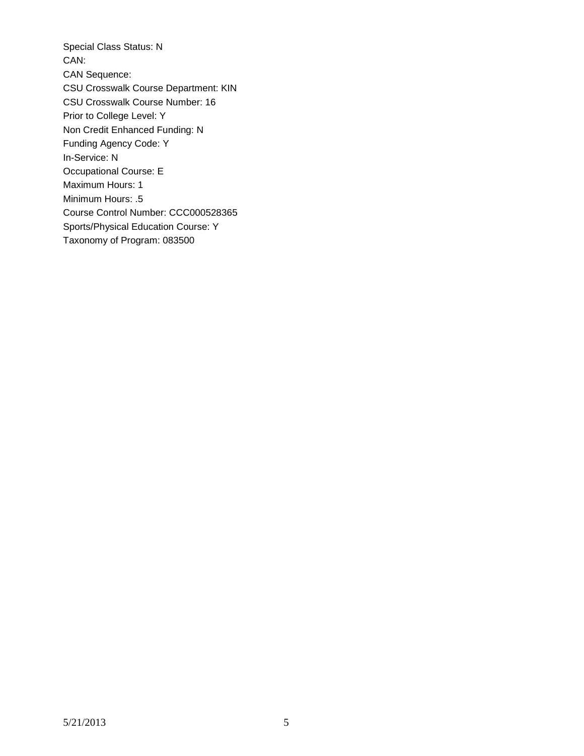Special Class Status: N
CAN:
CAN Sequence:
CSU Crosswalk Course Department: KIN
CSU Crosswalk Course Number: 16
Prior to College Level: Y
Non Credit Enhanced Funding: N
Funding Agency Code: Y
In-Service: N
Occupational Course: E
Maximum Hours: 1
Minimum Hours: .5
Course Control Number: CCC000528365
Sports/Physical Education Course: Y
Taxonomy of Program: 083500